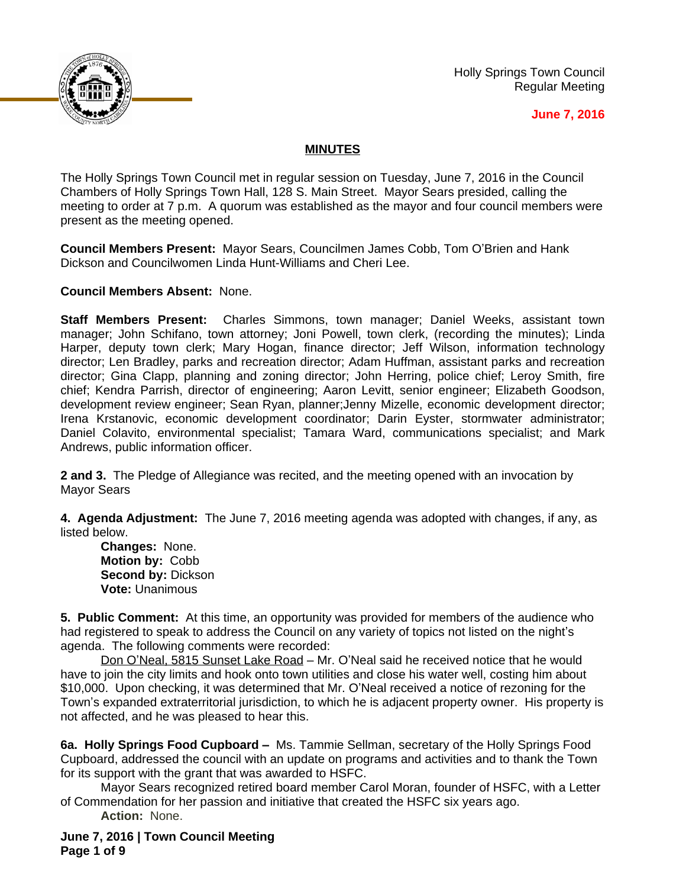Holly Springs Town Council
Regular Meeting

**June 7, 2016**

## MINUTES

The Holly Springs Town Council met in regular session on Tuesday, June 7, 2016 in the Council Chambers of Holly Springs Town Hall, 128 S. Main Street. Mayor Sears presided, calling the meeting to order at 7 p.m. A quorum was established as the mayor and four council members were present as the meeting opened.

**Council Members Present:** Mayor Sears, Councilmen James Cobb, Tom O'Brien and Hank Dickson and Councilwomen Linda Hunt-Williams and Cheri Lee.

**Council Members Absent:** None.

**Staff Members Present:** Charles Simmons, town manager; Daniel Weeks, assistant town manager; John Schifano, town attorney; Joni Powell, town clerk, (recording the minutes); Linda Harper, deputy town clerk; Mary Hogan, finance director; Jeff Wilson, information technology director; Len Bradley, parks and recreation director; Adam Huffman, assistant parks and recreation director; Gina Clapp, planning and zoning director; John Herring, police chief; Leroy Smith, fire chief; Kendra Parrish, director of engineering; Aaron Levitt, senior engineer; Elizabeth Goodson, development review engineer; Sean Ryan, planner;Jenny Mizelle, economic development director; Irena Krstanovic, economic development coordinator; Darin Eyster, stormwater administrator; Daniel Colavito, environmental specialist; Tamara Ward, communications specialist; and Mark Andrews, public information officer.

**2 and 3.** The Pledge of Allegiance was recited, and the meeting opened with an invocation by Mayor Sears

**4. Agenda Adjustment:** The June 7, 2016 meeting agenda was adopted with changes, if any, as listed below.

**Changes:** None.
**Motion by:** Cobb
**Second by:** Dickson
**Vote:** Unanimous

**5. Public Comment:** At this time, an opportunity was provided for members of the audience who had registered to speak to address the Council on any variety of topics not listed on the night's agenda. The following comments were recorded:

Don O'Neal, 5815 Sunset Lake Road – Mr. O'Neal said he received notice that he would have to join the city limits and hook onto town utilities and close his water well, costing him about $10,000. Upon checking, it was determined that Mr. O'Neal received a notice of rezoning for the Town's expanded extraterritorial jurisdiction, to which he is adjacent property owner. His property is not affected, and he was pleased to hear this.

**6a. Holly Springs Food Cupboard –** Ms. Tammie Sellman, secretary of the Holly Springs Food Cupboard, addressed the council with an update on programs and activities and to thank the Town for its support with the grant that was awarded to HSFC.

Mayor Sears recognized retired board member Carol Moran, founder of HSFC, with a Letter of Commendation for her passion and initiative that created the HSFC six years ago.

**Action:** None.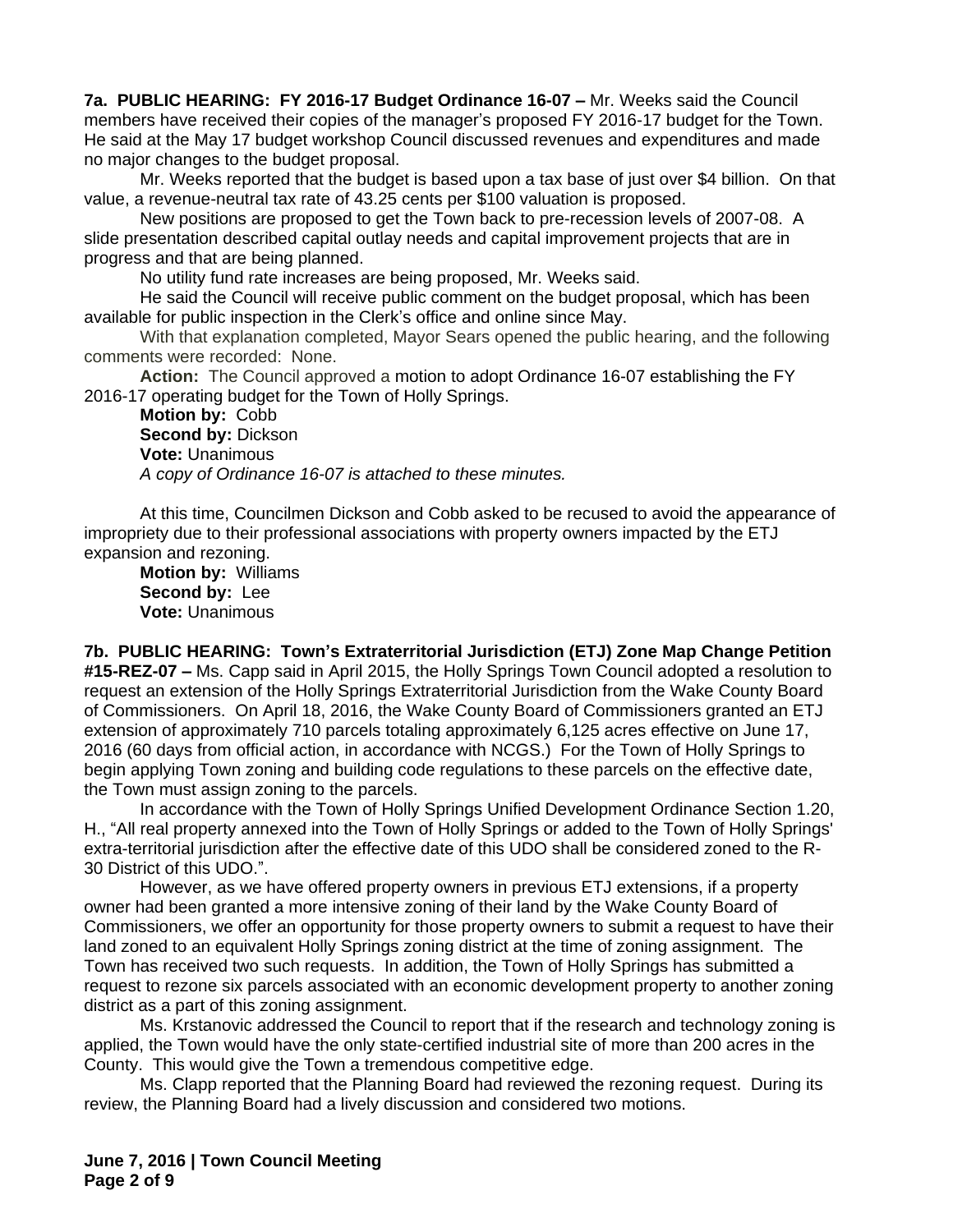**7a. PUBLIC HEARING: FY 2016-17 Budget Ordinance 16-07 –** Mr. Weeks said the Council members have received their copies of the manager's proposed FY 2016-17 budget for the Town. He said at the May 17 budget workshop Council discussed revenues and expenditures and made no major changes to the budget proposal.

Mr. Weeks reported that the budget is based upon a tax base of just over $4 billion. On that value, a revenue-neutral tax rate of 43.25 cents per $100 valuation is proposed.

New positions are proposed to get the Town back to pre-recession levels of 2007-08. A slide presentation described capital outlay needs and capital improvement projects that are in progress and that are being planned.

No utility fund rate increases are being proposed, Mr. Weeks said.

He said the Council will receive public comment on the budget proposal, which has been available for public inspection in the Clerk's office and online since May.

With that explanation completed, Mayor Sears opened the public hearing, and the following comments were recorded: None.

**Action:** The Council approved a motion to adopt Ordinance 16-07 establishing the FY 2016-17 operating budget for the Town of Holly Springs.

**Motion by:** Cobb
**Second by:** Dickson
**Vote:** Unanimous
*A copy of Ordinance 16-07 is attached to these minutes.*

At this time, Councilmen Dickson and Cobb asked to be recused to avoid the appearance of impropriety due to their professional associations with property owners impacted by the ETJ expansion and rezoning.

**Motion by:** Williams
**Second by:** Lee
**Vote:** Unanimous

**7b. PUBLIC HEARING: Town's Extraterritorial Jurisdiction (ETJ) Zone Map Change Petition #15-REZ-07 –** Ms. Capp said in April 2015, the Holly Springs Town Council adopted a resolution to request an extension of the Holly Springs Extraterritorial Jurisdiction from the Wake County Board of Commissioners. On April 18, 2016, the Wake County Board of Commissioners granted an ETJ extension of approximately 710 parcels totaling approximately 6,125 acres effective on June 17, 2016 (60 days from official action, in accordance with NCGS.) For the Town of Holly Springs to begin applying Town zoning and building code regulations to these parcels on the effective date, the Town must assign zoning to the parcels.

In accordance with the Town of Holly Springs Unified Development Ordinance Section 1.20, H., "All real property annexed into the Town of Holly Springs or added to the Town of Holly Springs' extra-territorial jurisdiction after the effective date of this UDO shall be considered zoned to the R-30 District of this UDO.".

However, as we have offered property owners in previous ETJ extensions, if a property owner had been granted a more intensive zoning of their land by the Wake County Board of Commissioners, we offer an opportunity for those property owners to submit a request to have their land zoned to an equivalent Holly Springs zoning district at the time of zoning assignment. The Town has received two such requests. In addition, the Town of Holly Springs has submitted a request to rezone six parcels associated with an economic development property to another zoning district as a part of this zoning assignment.

Ms. Krstanovic addressed the Council to report that if the research and technology zoning is applied, the Town would have the only state-certified industrial site of more than 200 acres in the County. This would give the Town a tremendous competitive edge.

Ms. Clapp reported that the Planning Board had reviewed the rezoning request. During its review, the Planning Board had a lively discussion and considered two motions.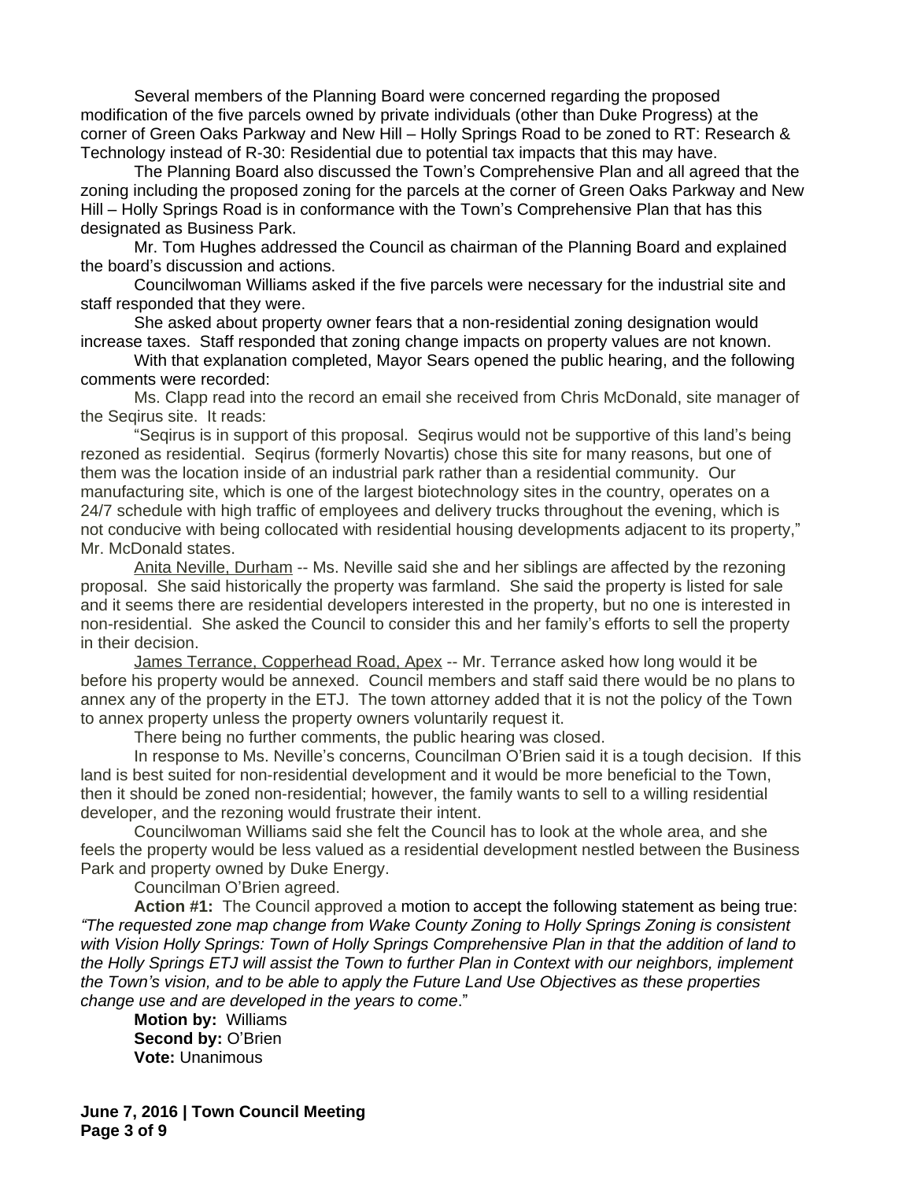Several members of the Planning Board were concerned regarding the proposed modification of the five parcels owned by private individuals (other than Duke Progress) at the corner of Green Oaks Parkway and New Hill – Holly Springs Road to be zoned to RT: Research & Technology instead of R-30: Residential due to potential tax impacts that this may have.

The Planning Board also discussed the Town's Comprehensive Plan and all agreed that the zoning including the proposed zoning for the parcels at the corner of Green Oaks Parkway and New Hill – Holly Springs Road is in conformance with the Town's Comprehensive Plan that has this designated as Business Park.

Mr. Tom Hughes addressed the Council as chairman of the Planning Board and explained the board's discussion and actions.

Councilwoman Williams asked if the five parcels were necessary for the industrial site and staff responded that they were.

She asked about property owner fears that a non-residential zoning designation would increase taxes. Staff responded that zoning change impacts on property values are not known.

With that explanation completed, Mayor Sears opened the public hearing, and the following comments were recorded:

Ms. Clapp read into the record an email she received from Chris McDonald, site manager of the Seqirus site. It reads:

"Seqirus is in support of this proposal. Seqirus would not be supportive of this land's being rezoned as residential. Seqirus (formerly Novartis) chose this site for many reasons, but one of them was the location inside of an industrial park rather than a residential community. Our manufacturing site, which is one of the largest biotechnology sites in the country, operates on a 24/7 schedule with high traffic of employees and delivery trucks throughout the evening, which is not conducive with being collocated with residential housing developments adjacent to its property," Mr. McDonald states.

Anita Neville, Durham -- Ms. Neville said she and her siblings are affected by the rezoning proposal. She said historically the property was farmland. She said the property is listed for sale and it seems there are residential developers interested in the property, but no one is interested in non-residential. She asked the Council to consider this and her family's efforts to sell the property in their decision.

James Terrance, Copperhead Road, Apex -- Mr. Terrance asked how long would it be before his property would be annexed. Council members and staff said there would be no plans to annex any of the property in the ETJ. The town attorney added that it is not the policy of the Town to annex property unless the property owners voluntarily request it.

There being no further comments, the public hearing was closed.

In response to Ms. Neville's concerns, Councilman O'Brien said it is a tough decision. If this land is best suited for non-residential development and it would be more beneficial to the Town, then it should be zoned non-residential; however, the family wants to sell to a willing residential developer, and the rezoning would frustrate their intent.

Councilwoman Williams said she felt the Council has to look at the whole area, and she feels the property would be less valued as a residential development nestled between the Business Park and property owned by Duke Energy.

Councilman O'Brien agreed.

**Action #1:** The Council approved a motion to accept the following statement as being true: *"The requested zone map change from Wake County Zoning to Holly Springs Zoning is consistent with Vision Holly Springs: Town of Holly Springs Comprehensive Plan in that the addition of land to the Holly Springs ETJ will assist the Town to further Plan in Context with our neighbors, implement the Town's vision, and to be able to apply the Future Land Use Objectives as these properties change use and are developed in the years to come*."

**Motion by:** Williams
**Second by:** O'Brien
**Vote:** Unanimous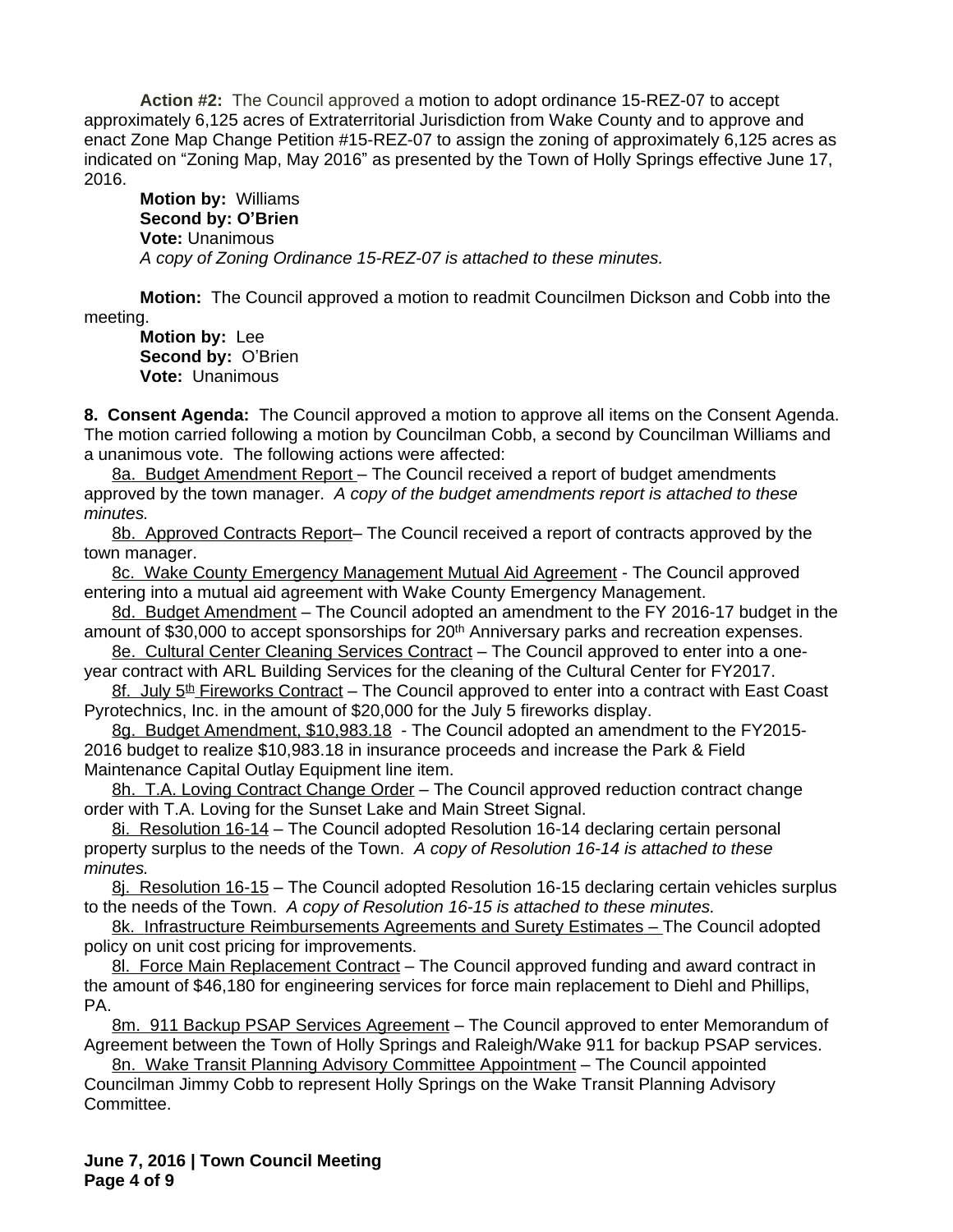**Action #2:** The Council approved a motion to adopt ordinance 15-REZ-07 to accept approximately 6,125 acres of Extraterritorial Jurisdiction from Wake County and to approve and enact Zone Map Change Petition #15-REZ-07 to assign the zoning of approximately 6,125 acres as indicated on "Zoning Map, May 2016" as presented by the Town of Holly Springs effective June 17, 2016.

**Motion by:** Williams
**Second by: O'Brien**
**Vote:** Unanimous
*A copy of Zoning Ordinance 15-REZ-07 is attached to these minutes.*

**Motion:** The Council approved a motion to readmit Councilmen Dickson and Cobb into the meeting.

**Motion by:** Lee
**Second by:** O'Brien
**Vote:** Unanimous

**8. Consent Agenda:** The Council approved a motion to approve all items on the Consent Agenda. The motion carried following a motion by Councilman Cobb, a second by Councilman Williams and a unanimous vote. The following actions were affected:

8a. Budget Amendment Report – The Council received a report of budget amendments approved by the town manager. *A copy of the budget amendments report is attached to these minutes.*

8b. Approved Contracts Report– The Council received a report of contracts approved by the town manager.

8c. Wake County Emergency Management Mutual Aid Agreement - The Council approved entering into a mutual aid agreement with Wake County Emergency Management.

8d. Budget Amendment – The Council adopted an amendment to the FY 2016-17 budget in the amount of $30,000 to accept sponsorships for 20th Anniversary parks and recreation expenses.

8e. Cultural Center Cleaning Services Contract – The Council approved to enter into a one-year contract with ARL Building Services for the cleaning of the Cultural Center for FY2017.

8f. July 5th Fireworks Contract – The Council approved to enter into a contract with East Coast Pyrotechnics, Inc. in the amount of $20,000 for the July 5 fireworks display.

8g. Budget Amendment, $10,983.18 - The Council adopted an amendment to the FY2015-2016 budget to realize $10,983.18 in insurance proceeds and increase the Park & Field Maintenance Capital Outlay Equipment line item.

8h. T.A. Loving Contract Change Order – The Council approved reduction contract change order with T.A. Loving for the Sunset Lake and Main Street Signal.

8i. Resolution 16-14 – The Council adopted Resolution 16-14 declaring certain personal property surplus to the needs of the Town. *A copy of Resolution 16-14 is attached to these minutes.*

8j. Resolution 16-15 – The Council adopted Resolution 16-15 declaring certain vehicles surplus to the needs of the Town. *A copy of Resolution 16-15 is attached to these minutes.*

8k. Infrastructure Reimbursements Agreements and Surety Estimates – The Council adopted policy on unit cost pricing for improvements.

8l. Force Main Replacement Contract – The Council approved funding and award contract in the amount of $46,180 for engineering services for force main replacement to Diehl and Phillips, PA.

8m. 911 Backup PSAP Services Agreement – The Council approved to enter Memorandum of Agreement between the Town of Holly Springs and Raleigh/Wake 911 for backup PSAP services.

8n. Wake Transit Planning Advisory Committee Appointment – The Council appointed Councilman Jimmy Cobb to represent Holly Springs on the Wake Transit Planning Advisory Committee.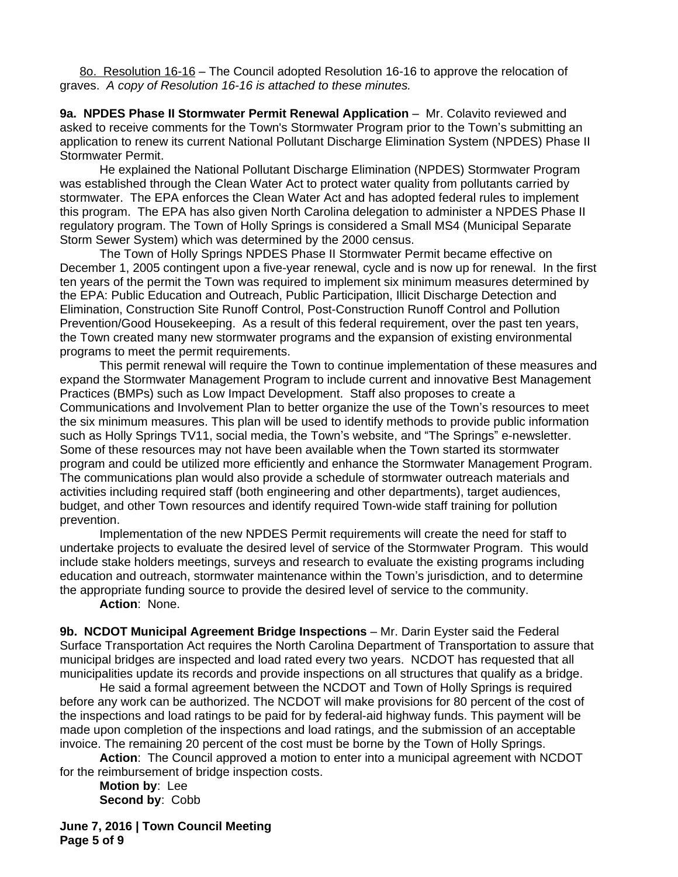8o. Resolution 16-16 – The Council adopted Resolution 16-16 to approve the relocation of graves. *A copy of Resolution 16-16 is attached to these minutes.*

**9a. NPDES Phase II Stormwater Permit Renewal Application** – Mr. Colavito reviewed and asked to receive comments for the Town's Stormwater Program prior to the Town's submitting an application to renew its current National Pollutant Discharge Elimination System (NPDES) Phase II Stormwater Permit.

He explained the National Pollutant Discharge Elimination (NPDES) Stormwater Program was established through the Clean Water Act to protect water quality from pollutants carried by stormwater. The EPA enforces the Clean Water Act and has adopted federal rules to implement this program. The EPA has also given North Carolina delegation to administer a NPDES Phase II regulatory program. The Town of Holly Springs is considered a Small MS4 (Municipal Separate Storm Sewer System) which was determined by the 2000 census.

The Town of Holly Springs NPDES Phase II Stormwater Permit became effective on December 1, 2005 contingent upon a five-year renewal, cycle and is now up for renewal. In the first ten years of the permit the Town was required to implement six minimum measures determined by the EPA: Public Education and Outreach, Public Participation, Illicit Discharge Detection and Elimination, Construction Site Runoff Control, Post-Construction Runoff Control and Pollution Prevention/Good Housekeeping. As a result of this federal requirement, over the past ten years, the Town created many new stormwater programs and the expansion of existing environmental programs to meet the permit requirements.

This permit renewal will require the Town to continue implementation of these measures and expand the Stormwater Management Program to include current and innovative Best Management Practices (BMPs) such as Low Impact Development. Staff also proposes to create a Communications and Involvement Plan to better organize the use of the Town's resources to meet the six minimum measures. This plan will be used to identify methods to provide public information such as Holly Springs TV11, social media, the Town's website, and "The Springs" e-newsletter. Some of these resources may not have been available when the Town started its stormwater program and could be utilized more efficiently and enhance the Stormwater Management Program. The communications plan would also provide a schedule of stormwater outreach materials and activities including required staff (both engineering and other departments), target audiences, budget, and other Town resources and identify required Town-wide staff training for pollution prevention.

Implementation of the new NPDES Permit requirements will create the need for staff to undertake projects to evaluate the desired level of service of the Stormwater Program. This would include stake holders meetings, surveys and research to evaluate the existing programs including education and outreach, stormwater maintenance within the Town's jurisdiction, and to determine the appropriate funding source to provide the desired level of service to the community.

**Action**: None.

**9b. NCDOT Municipal Agreement Bridge Inspections** – Mr. Darin Eyster said the Federal Surface Transportation Act requires the North Carolina Department of Transportation to assure that municipal bridges are inspected and load rated every two years. NCDOT has requested that all municipalities update its records and provide inspections on all structures that qualify as a bridge.

He said a formal agreement between the NCDOT and Town of Holly Springs is required before any work can be authorized. The NCDOT will make provisions for 80 percent of the cost of the inspections and load ratings to be paid for by federal-aid highway funds. This payment will be made upon completion of the inspections and load ratings, and the submission of an acceptable invoice. The remaining 20 percent of the cost must be borne by the Town of Holly Springs.

**Action**: The Council approved a motion to enter into a municipal agreement with NCDOT for the reimbursement of bridge inspection costs.

**Motion by**: Lee
**Second by**: Cobb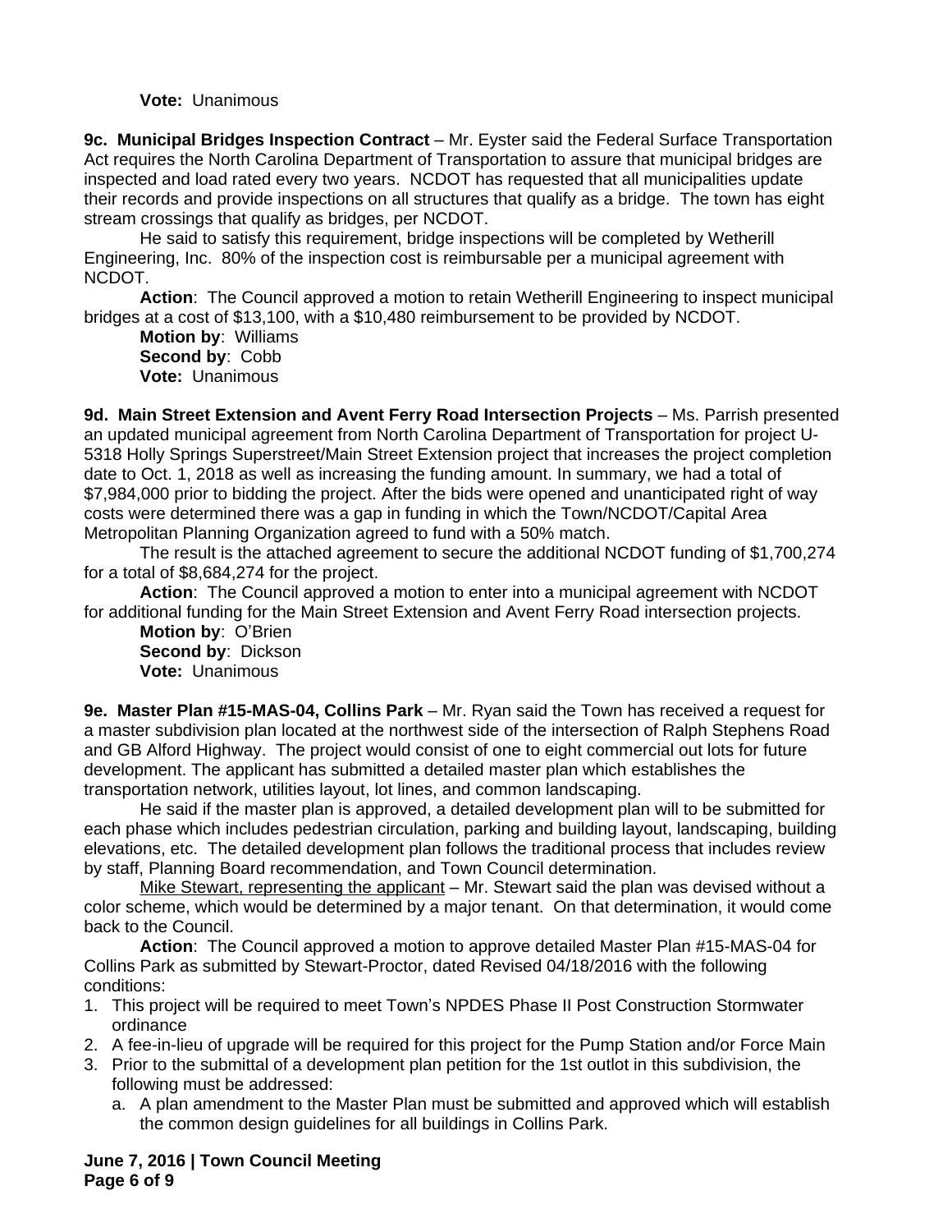**Vote:** Unanimous

**9c. Municipal Bridges Inspection Contract** – Mr. Eyster said the Federal Surface Transportation Act requires the North Carolina Department of Transportation to assure that municipal bridges are inspected and load rated every two years. NCDOT has requested that all municipalities update their records and provide inspections on all structures that qualify as a bridge. The town has eight stream crossings that qualify as bridges, per NCDOT.

He said to satisfy this requirement, bridge inspections will be completed by Wetherill Engineering, Inc. 80% of the inspection cost is reimbursable per a municipal agreement with NCDOT.

**Action**: The Council approved a motion to retain Wetherill Engineering to inspect municipal bridges at a cost of $13,100, with a $10,480 reimbursement to be provided by NCDOT.

**Motion by**: Williams
**Second by**: Cobb
**Vote:** Unanimous

**9d. Main Street Extension and Avent Ferry Road Intersection Projects** – Ms. Parrish presented an updated municipal agreement from North Carolina Department of Transportation for project U-5318 Holly Springs Superstreet/Main Street Extension project that increases the project completion date to Oct. 1, 2018 as well as increasing the funding amount. In summary, we had a total of $7,984,000 prior to bidding the project. After the bids were opened and unanticipated right of way costs were determined there was a gap in funding in which the Town/NCDOT/Capital Area Metropolitan Planning Organization agreed to fund with a 50% match.

The result is the attached agreement to secure the additional NCDOT funding of $1,700,274 for a total of $8,684,274 for the project.

**Action**: The Council approved a motion to enter into a municipal agreement with NCDOT for additional funding for the Main Street Extension and Avent Ferry Road intersection projects.

**Motion by**: O'Brien
**Second by**: Dickson
**Vote:** Unanimous

**9e. Master Plan #15-MAS-04, Collins Park** – Mr. Ryan said the Town has received a request for a master subdivision plan located at the northwest side of the intersection of Ralph Stephens Road and GB Alford Highway. The project would consist of one to eight commercial out lots for future development. The applicant has submitted a detailed master plan which establishes the transportation network, utilities layout, lot lines, and common landscaping.

He said if the master plan is approved, a detailed development plan will to be submitted for each phase which includes pedestrian circulation, parking and building layout, landscaping, building elevations, etc. The detailed development plan follows the traditional process that includes review by staff, Planning Board recommendation, and Town Council determination.

Mike Stewart, representing the applicant – Mr. Stewart said the plan was devised without a color scheme, which would be determined by a major tenant. On that determination, it would come back to the Council.

**Action**: The Council approved a motion to approve detailed Master Plan #15-MAS-04 for Collins Park as submitted by Stewart-Proctor, dated Revised 04/18/2016 with the following conditions:

1. This project will be required to meet Town's NPDES Phase II Post Construction Stormwater ordinance
2. A fee-in-lieu of upgrade will be required for this project for the Pump Station and/or Force Main
3. Prior to the submittal of a development plan petition for the 1st outlot in this subdivision, the following must be addressed:
   a. A plan amendment to the Master Plan must be submitted and approved which will establish the common design guidelines for all buildings in Collins Park.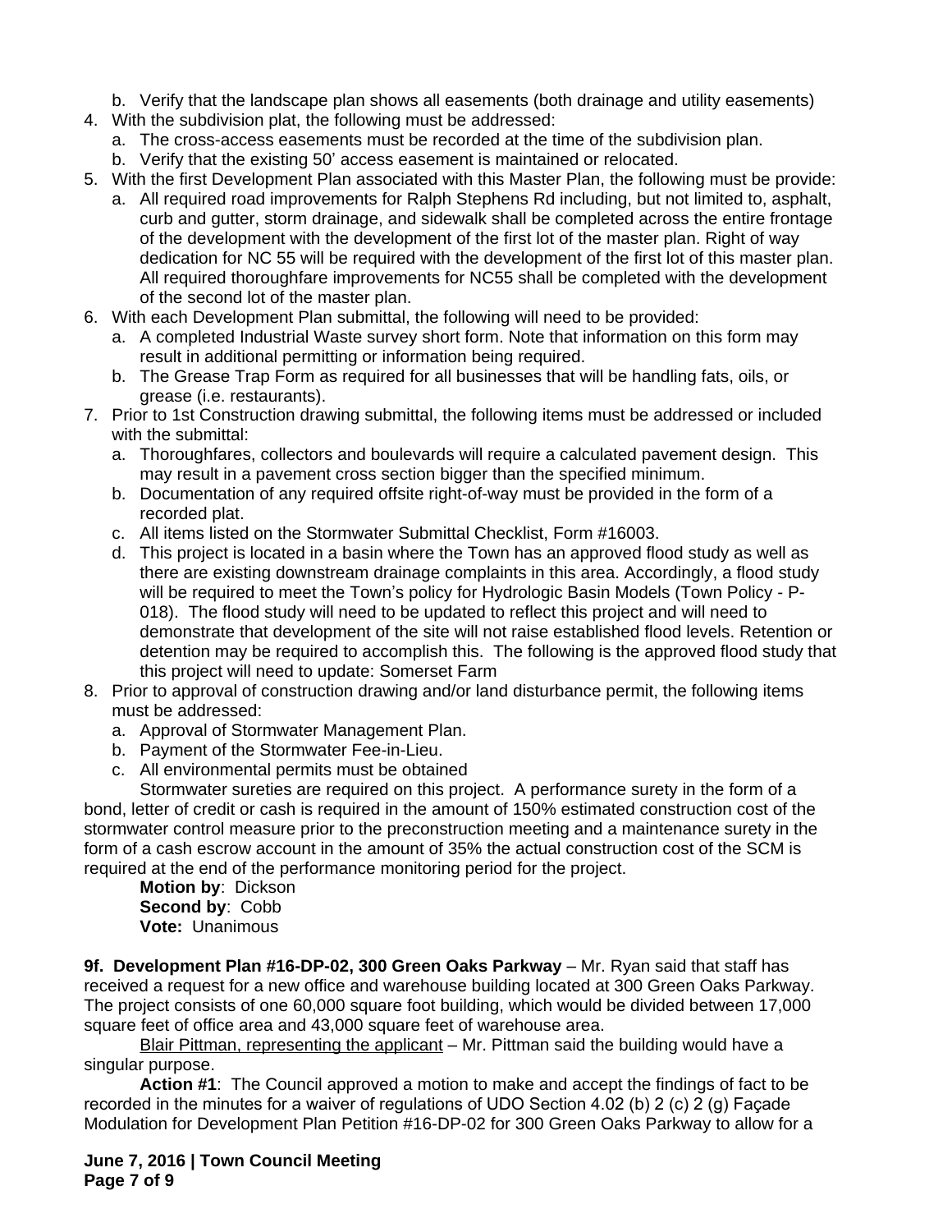b. Verify that the landscape plan shows all easements (both drainage and utility easements)
4. With the subdivision plat, the following must be addressed:
   a. The cross-access easements must be recorded at the time of the subdivision plan.
   b. Verify that the existing 50' access easement is maintained or relocated.
5. With the first Development Plan associated with this Master Plan, the following must be provide:
   a. All required road improvements for Ralph Stephens Rd including, but not limited to, asphalt, curb and gutter, storm drainage, and sidewalk shall be completed across the entire frontage of the development with the development of the first lot of the master plan. Right of way dedication for NC 55 will be required with the development of the first lot of this master plan. All required thoroughfare improvements for NC55 shall be completed with the development of the second lot of the master plan.
6. With each Development Plan submittal, the following will need to be provided:
   a. A completed Industrial Waste survey short form. Note that information on this form may result in additional permitting or information being required.
   b. The Grease Trap Form as required for all businesses that will be handling fats, oils, or grease (i.e. restaurants).
7. Prior to 1st Construction drawing submittal, the following items must be addressed or included with the submittal:
   a. Thoroughfares, collectors and boulevards will require a calculated pavement design. This may result in a pavement cross section bigger than the specified minimum.
   b. Documentation of any required offsite right-of-way must be provided in the form of a recorded plat.
   c. All items listed on the Stormwater Submittal Checklist, Form #16003.
   d. This project is located in a basin where the Town has an approved flood study as well as there are existing downstream drainage complaints in this area. Accordingly, a flood study will be required to meet the Town's policy for Hydrologic Basin Models (Town Policy - P-018). The flood study will need to be updated to reflect this project and will need to demonstrate that development of the site will not raise established flood levels. Retention or detention may be required to accomplish this. The following is the approved flood study that this project will need to update: Somerset Farm
8. Prior to approval of construction drawing and/or land disturbance permit, the following items must be addressed:
   a. Approval of Stormwater Management Plan.
   b. Payment of the Stormwater Fee-in-Lieu.
   c. All environmental permits must be obtained

Stormwater sureties are required on this project. A performance surety in the form of a bond, letter of credit or cash is required in the amount of 150% estimated construction cost of the stormwater control measure prior to the preconstruction meeting and a maintenance surety in the form of a cash escrow account in the amount of 35% the actual construction cost of the SCM is required at the end of the performance monitoring period for the project.

**Motion by**: Dickson
**Second by**: Cobb
**Vote:** Unanimous

**9f. Development Plan #16-DP-02, 300 Green Oaks Parkway** – Mr. Ryan said that staff has received a request for a new office and warehouse building located at 300 Green Oaks Parkway. The project consists of one 60,000 square foot building, which would be divided between 17,000 square feet of office area and 43,000 square feet of warehouse area.

Blair Pittman, representing the applicant – Mr. Pittman said the building would have a singular purpose.

**Action #1**: The Council approved a motion to make and accept the findings of fact to be recorded in the minutes for a waiver of regulations of UDO Section 4.02 (b) 2 (c) 2 (g) Façade Modulation for Development Plan Petition #16-DP-02 for 300 Green Oaks Parkway to allow for a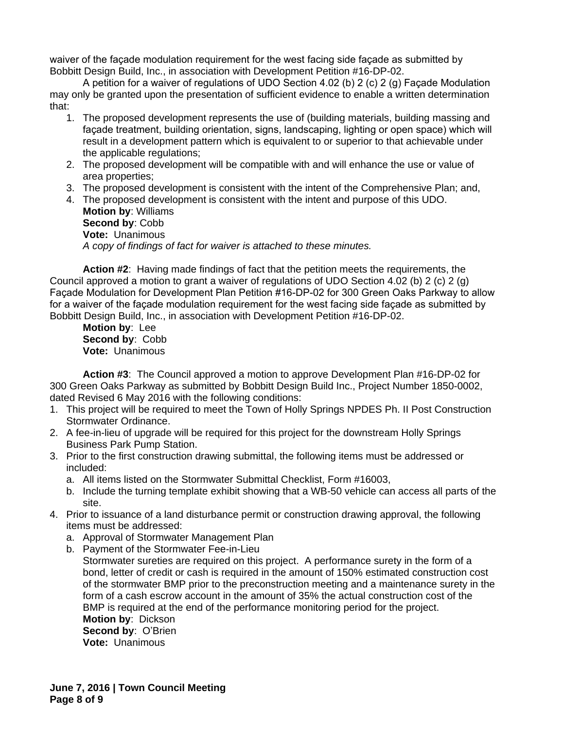waiver of the façade modulation requirement for the west facing side façade as submitted by Bobbitt Design Build, Inc., in association with Development Petition #16-DP-02.

A petition for a waiver of regulations of UDO Section 4.02 (b) 2 (c) 2 (g) Façade Modulation may only be granted upon the presentation of sufficient evidence to enable a written determination that:

1. The proposed development represents the use of (building materials, building massing and façade treatment, building orientation, signs, landscaping, lighting or open space) which will result in a development pattern which is equivalent to or superior to that achievable under the applicable regulations;
2. The proposed development will be compatible with and will enhance the use or value of area properties;
3. The proposed development is consistent with the intent of the Comprehensive Plan; and,
4. The proposed development is consistent with the intent and purpose of this UDO.

**Motion by**: Williams
**Second by**: Cobb
**Vote:** Unanimous
*A copy of findings of fact for waiver is attached to these minutes.*

**Action #2**: Having made findings of fact that the petition meets the requirements, the Council approved a motion to grant a waiver of regulations of UDO Section 4.02 (b) 2 (c) 2 (g) Façade Modulation for Development Plan Petition #16-DP-02 for 300 Green Oaks Parkway to allow for a waiver of the façade modulation requirement for the west facing side façade as submitted by Bobbitt Design Build, Inc., in association with Development Petition #16-DP-02.

**Motion by**: Lee
**Second by**: Cobb
**Vote:** Unanimous

**Action #3**: The Council approved a motion to approve Development Plan #16-DP-02 for 300 Green Oaks Parkway as submitted by Bobbitt Design Build Inc., Project Number 1850-0002, dated Revised 6 May 2016 with the following conditions:

1. This project will be required to meet the Town of Holly Springs NPDES Ph. II Post Construction Stormwater Ordinance.
2. A fee-in-lieu of upgrade will be required for this project for the downstream Holly Springs Business Park Pump Station.
3. Prior to the first construction drawing submittal, the following items must be addressed or included:
   a. All items listed on the Stormwater Submittal Checklist, Form #16003,
   b. Include the turning template exhibit showing that a WB-50 vehicle can access all parts of the site.
4. Prior to issuance of a land disturbance permit or construction drawing approval, the following items must be addressed:
   a. Approval of Stormwater Management Plan
   b. Payment of the Stormwater Fee-in-Lieu

   Stormwater sureties are required on this project. A performance surety in the form of a bond, letter of credit or cash is required in the amount of 150% estimated construction cost of the stormwater BMP prior to the preconstruction meeting and a maintenance surety in the form of a cash escrow account in the amount of 35% the actual construction cost of the BMP is required at the end of the performance monitoring period for the project.

   **Motion by**: Dickson
   **Second by**: O'Brien
   **Vote:** Unanimous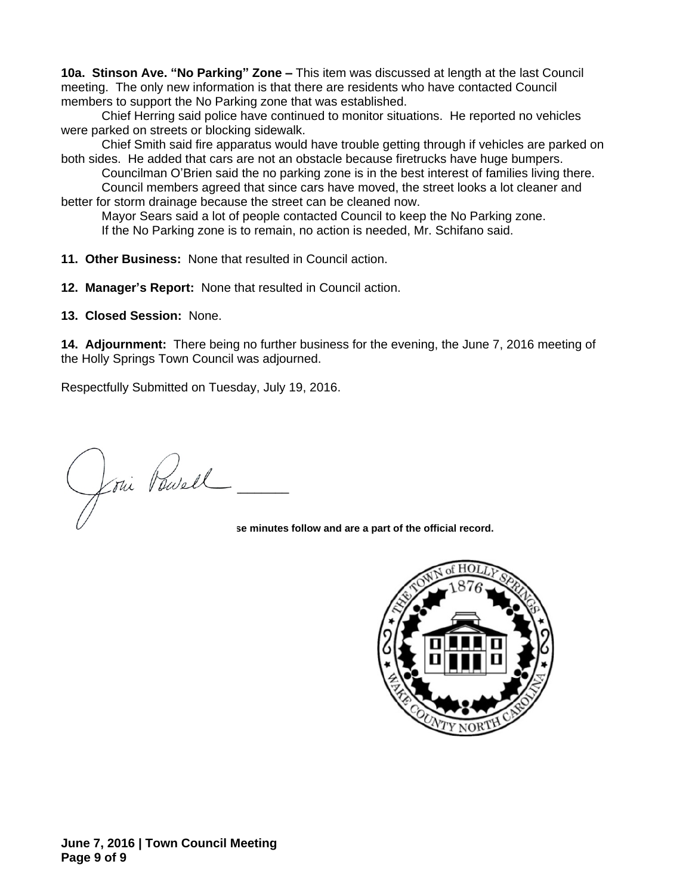**10a. Stinson Ave. "No Parking" Zone –** This item was discussed at length at the last Council meeting. The only new information is that there are residents who have contacted Council members to support the No Parking zone that was established.

Chief Herring said police have continued to monitor situations. He reported no vehicles were parked on streets or blocking sidewalk.

Chief Smith said fire apparatus would have trouble getting through if vehicles are parked on both sides. He added that cars are not an obstacle because firetrucks have huge bumpers.

Councilman O'Brien said the no parking zone is in the best interest of families living there.

Council members agreed that since cars have moved, the street looks a lot cleaner and better for storm drainage because the street can be cleaned now.

Mayor Sears said a lot of people contacted Council to keep the No Parking zone.

If the No Parking zone is to remain, no action is needed, Mr. Schifano said.

**11. Other Business:** None that resulted in Council action.

**12. Manager's Report:** None that resulted in Council action.

**13. Closed Session:** None.

**14. Adjournment:** There being no further business for the evening, the June 7, 2016 meeting of the Holly Springs Town Council was adjourned.

Respectfully Submitted on Tuesday, July 19, 2016.

Joni Powell ______

se minutes follow and are a part of the official record.

THE TOWN of HOLLY SPRINGS 1876 WAKE COUNTY NORTH CAROLINA